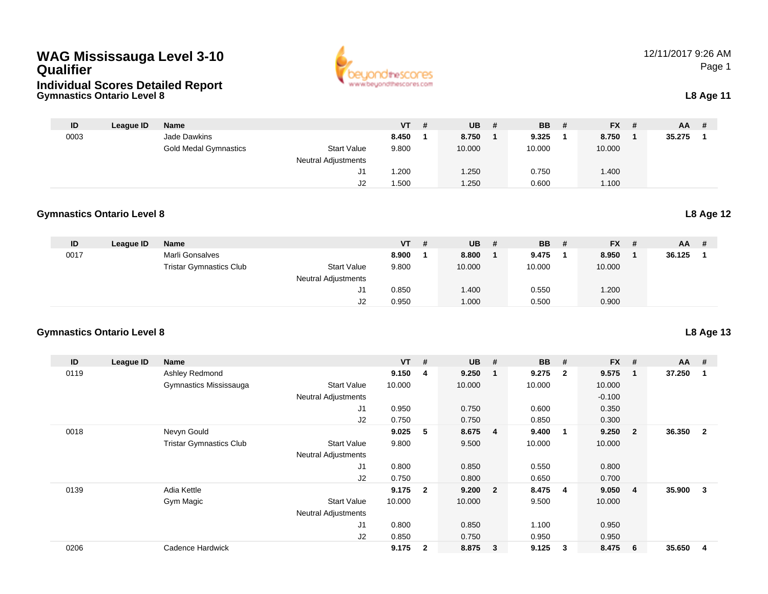# WAG Mississauga Level 3-10 Qualifier

## Individual Scores Detailed Report

12/11/2017 9:26 AM

### Gymnastics Ontario Level 8

**L8 Age 11**

| ID | League ID | Name | | VT | # | UB | # | BB | # | FX | # | AA | # |
|---|---|---|---|---|---|---|---|---|---|---|---|---|---|
| 0003 | | Jade Dawkins | | **8.450** | **1** | **8.750** | **1** | **9.325** | **1** | **8.750** | **1** | **35.275** | **1** |
| | | Gold Medal Gymnastics | Start Value | 9.800 | | 10.000 | | 10.000 | | 10.000 | | | |
| | | | Neutral Adjustments | | | | | | | | | | |
| | | | J1 | 1.200 | | 1.250 | | 0.750 | | 1.400 | | | |
| | | | J2 | 1.500 | | 1.250 | | 0.600 | | 1.100 | | | |

### Gymnastics Ontario Level 8

**L8 Age 12**

| ID | League ID | Name | | VT | # | UB | # | BB | # | FX | # | AA | # |
|---|---|---|---|---|---|---|---|---|---|---|---|---|---|
| 0017 | | Marli Gonsalves | | **8.900** | **1** | **8.800** | **1** | **9.475** | **1** | **8.950** | **1** | **36.125** | **1** |
| | | Tristar Gymnastics Club | Start Value | 9.800 | | 10.000 | | 10.000 | | 10.000 | | | |
| | | | Neutral Adjustments | | | | | | | | | | |
| | | | J1 | 0.850 | | 1.400 | | 0.550 | | 1.200 | | | |
| | | | J2 | 0.950 | | 1.000 | | 0.500 | | 0.900 | | | |

### Gymnastics Ontario Level 8

**L8 Age 13**

| ID | League ID | Name | | VT | # | UB | # | BB | # | FX | # | AA | # |
|---|---|---|---|---|---|---|---|---|---|---|---|---|---|
| 0119 | | Ashley Redmond | | **9.150** | **4** | **9.250** | **1** | **9.275** | **2** | **9.575** | **1** | **37.250** | **1** |
| | | Gymnastics Mississauga | Start Value | 10.000 | | 10.000 | | 10.000 | | 10.000 | | | |
| | | | Neutral Adjustments | | | | | | | -0.100 | | | |
| | | | J1 | 0.950 | | 0.750 | | 0.600 | | 0.350 | | | |
| | | | J2 | 0.750 | | 0.750 | | 0.850 | | 0.300 | | | |
| 0018 | | Nevyn Gould | | **9.025** | **5** | **8.675** | **4** | **9.400** | **1** | **9.250** | **2** | **36.350** | **2** |
| | | Tristar Gymnastics Club | Start Value | 9.800 | | 9.500 | | 10.000 | | 10.000 | | | |
| | | | Neutral Adjustments | | | | | | | | | | |
| | | | J1 | 0.800 | | 0.850 | | 0.550 | | 0.800 | | | |
| | | | J2 | 0.750 | | 0.800 | | 0.650 | | 0.700 | | | |
| 0139 | | Adia Kettle | | **9.175** | **2** | **9.200** | **2** | **8.475** | **4** | **9.050** | **4** | **35.900** | **3** |
| | | Gym Magic | Start Value | 10.000 | | 10.000 | | 9.500 | | 10.000 | | | |
| | | | Neutral Adjustments | | | | | | | | | | |
| | | | J1 | 0.800 | | 0.850 | | 1.100 | | 0.950 | | | |
| | | | J2 | 0.850 | | 0.750 | | 0.950 | | 0.950 | | | |
| 0206 | | Cadence Hardwick | | **9.175** | **2** | **8.875** | **3** | **9.125** | **3** | **8.475** | **6** | **35.650** | **4** |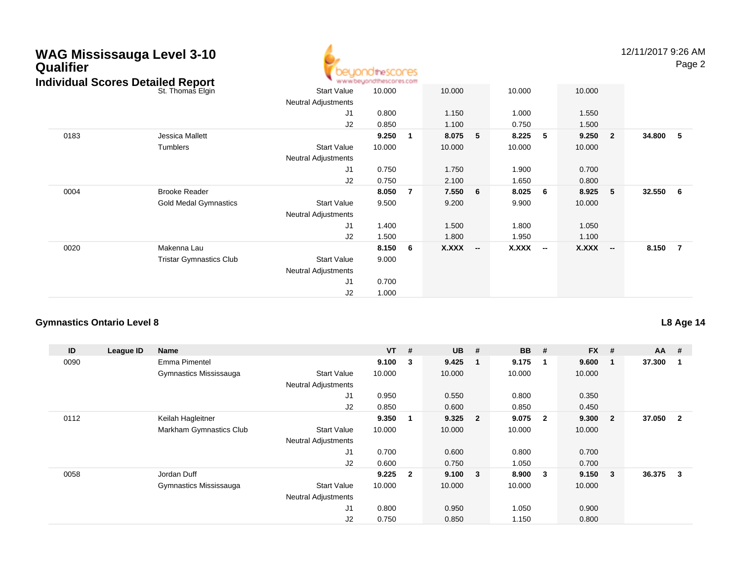# WAG Mississauga Level 3-10 Qualifier

## Individual Scores Detailed Report

| ID | League ID | Name | | VT | # | UB | # | BB | # | FX | # | AA | # |
|---|---|---|---|---|---|---|---|---|---|---|---|---|---|
| | | St. Thomas Elgin | Start Value | 10.000 | | 10.000 | | 10.000 | | 10.000 | | | |
| | | | Neutral Adjustments | | | | | | | | | | |
| | | | J1 | 0.800 | | 1.150 | | 1.000 | | 1.550 | | | |
| | | | J2 | 0.850 | | 1.100 | | 0.750 | | 1.500 | | | |
| 0183 | | Jessica Mallett | | **9.250** | **1** | **8.075** | **5** | **8.225** | **5** | **9.250** | **2** | **34.800** | **5** |
| | | Tumblers | Start Value | 10.000 | | 10.000 | | 10.000 | | 10.000 | | | |
| | | | Neutral Adjustments | | | | | | | | | | |
| | | | J1 | 0.750 | | 1.750 | | 1.900 | | 0.700 | | | |
| | | | J2 | 0.750 | | 2.100 | | 1.650 | | 0.800 | | | |
| 0004 | | Brooke Reader | | **8.050** | **7** | **7.550** | **6** | **8.025** | **6** | **8.925** | **5** | **32.550** | **6** |
| | | Gold Medal Gymnastics | Start Value | 9.500 | | 9.200 | | 9.900 | | 10.000 | | | |
| | | | Neutral Adjustments | | | | | | | | | | |
| | | | J1 | 1.400 | | 1.500 | | 1.800 | | 1.050 | | | |
| | | | J2 | 1.500 | | 1.800 | | 1.950 | | 1.100 | | | |
| 0020 | | Makenna Lau | | **8.150** | **6** | **X.XXX** | **--** | **X.XXX** | **--** | **X.XXX** | **--** | **8.150** | **7** |
| | | Tristar Gymnastics Club | Start Value | 9.000 | | | | | | | | | |
| | | | Neutral Adjustments | | | | | | | | | | |
| | | | J1 | 0.700 | | | | | | | | | |
| | | | J2 | 1.000 | | | | | | | | | |

### Gymnastics Ontario Level 8

**L8 Age 14**

| ID | League ID | Name | | VT | # | UB | # | BB | # | FX | # | AA | # |
|---|---|---|---|---|---|---|---|---|---|---|---|---|---|
| 0090 | | Emma Pimentel | | **9.100** | **3** | **9.425** | **1** | **9.175** | **1** | **9.600** | **1** | **37.300** | **1** |
| | | Gymnastics Mississauga | Start Value | 10.000 | | 10.000 | | 10.000 | | 10.000 | | | |
| | | | Neutral Adjustments | | | | | | | | | | |
| | | | J1 | 0.950 | | 0.550 | | 0.800 | | 0.350 | | | |
| | | | J2 | 0.850 | | 0.600 | | 0.850 | | 0.450 | | | |
| 0112 | | Keilah Hagleitner | | **9.350** | **1** | **9.325** | **2** | **9.075** | **2** | **9.300** | **2** | **37.050** | **2** |
| | | Markham Gymnastics Club | Start Value | 10.000 | | 10.000 | | 10.000 | | 10.000 | | | |
| | | | Neutral Adjustments | | | | | | | | | | |
| | | | J1 | 0.700 | | 0.600 | | 0.800 | | 0.700 | | | |
| | | | J2 | 0.600 | | 0.750 | | 1.050 | | 0.700 | | | |
| 0058 | | Jordan Duff | | **9.225** | **2** | **9.100** | **3** | **8.900** | **3** | **9.150** | **3** | **36.375** | **3** |
| | | Gymnastics Mississauga | Start Value | 10.000 | | 10.000 | | 10.000 | | 10.000 | | | |
| | | | Neutral Adjustments | | | | | | | | | | |
| | | | J1 | 0.800 | | 0.950 | | 1.050 | | 0.900 | | | |
| | | | J2 | 0.750 | | 0.850 | | 1.150 | | 0.800 | | | |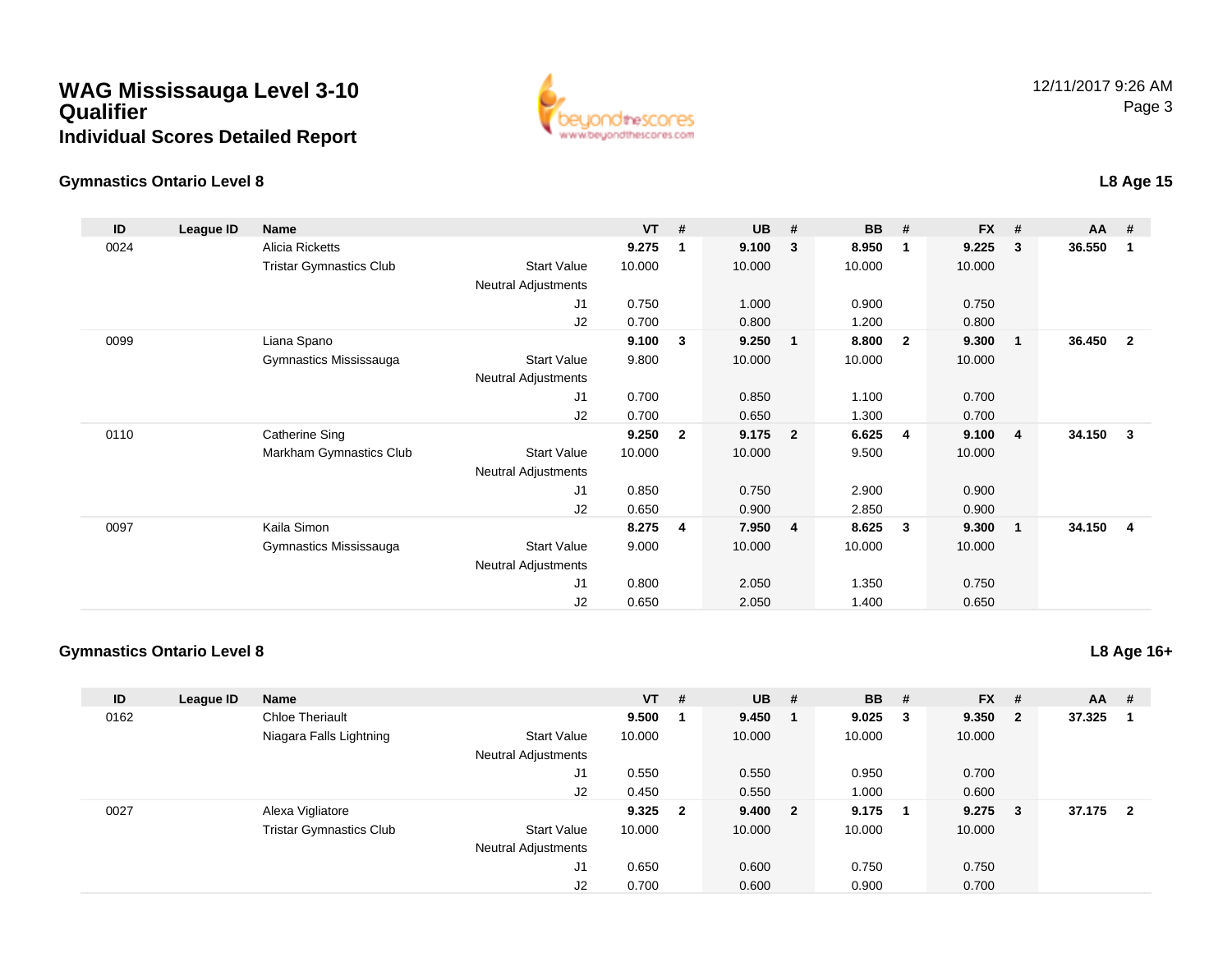# WAG Mississauga Level 3-10 Qualifier

## Individual Scores Detailed Report

### Gymnastics Ontario Level 8

**L8 Age 15**

| ID | League ID | Name | | VT | # | UB | # | BB | # | FX | # | AA | # |
|---|---|---|---|---|---|---|---|---|---|---|---|---|---|
| 0024 | | Alicia Ricketts | | **9.275** | **1** | **9.100** | **3** | **8.950** | **1** | **9.225** | **3** | **36.550** | **1** |
| | | Tristar Gymnastics Club | Start Value | 10.000 | | 10.000 | | 10.000 | | 10.000 | | | |
| | | | Neutral Adjustments | | | | | | | | | | |
| | | | J1 | 0.750 | | 1.000 | | 0.900 | | 0.750 | | | |
| | | | J2 | 0.700 | | 0.800 | | 1.200 | | 0.800 | | | |
| 0099 | | Liana Spano | | **9.100** | **3** | **9.250** | **1** | **8.800** | **2** | **9.300** | **1** | **36.450** | **2** |
| | | Gymnastics Mississauga | Start Value | 9.800 | | 10.000 | | 10.000 | | 10.000 | | | |
| | | | Neutral Adjustments | | | | | | | | | | |
| | | | J1 | 0.700 | | 0.850 | | 1.100 | | 0.700 | | | |
| | | | J2 | 0.700 | | 0.650 | | 1.300 | | 0.700 | | | |
| 0110 | | Catherine Sing | | **9.250** | **2** | **9.175** | **2** | **6.625** | **4** | **9.100** | **4** | **34.150** | **3** |
| | | Markham Gymnastics Club | Start Value | 10.000 | | 10.000 | | 9.500 | | 10.000 | | | |
| | | | Neutral Adjustments | | | | | | | | | | |
| | | | J1 | 0.850 | | 0.750 | | 2.900 | | 0.900 | | | |
| | | | J2 | 0.650 | | 0.900 | | 2.850 | | 0.900 | | | |
| 0097 | | Kaila Simon | | **8.275** | **4** | **7.950** | **4** | **8.625** | **3** | **9.300** | **1** | **34.150** | **4** |
| | | Gymnastics Mississauga | Start Value | 9.000 | | 10.000 | | 10.000 | | 10.000 | | | |
| | | | Neutral Adjustments | | | | | | | | | | |
| | | | J1 | 0.800 | | 2.050 | | 1.350 | | 0.750 | | | |
| | | | J2 | 0.650 | | 2.050 | | 1.400 | | 0.650 | | | |

### Gymnastics Ontario Level 8

**L8 Age 16+**

| ID | League ID | Name | | VT | # | UB | # | BB | # | FX | # | AA | # |
|---|---|---|---|---|---|---|---|---|---|---|---|---|---|
| 0162 | | Chloe Theriault | | **9.500** | **1** | **9.450** | **1** | **9.025** | **3** | **9.350** | **2** | **37.325** | **1** |
| | | Niagara Falls Lightning | Start Value | 10.000 | | 10.000 | | 10.000 | | 10.000 | | | |
| | | | Neutral Adjustments | | | | | | | | | | |
| | | | J1 | 0.550 | | 0.550 | | 0.950 | | 0.700 | | | |
| | | | J2 | 0.450 | | 0.550 | | 1.000 | | 0.600 | | | |
| 0027 | | Alexa Vigliatore | | **9.325** | **2** | **9.400** | **2** | **9.175** | **1** | **9.275** | **3** | **37.175** | **2** |
| | | Tristar Gymnastics Club | Start Value | 10.000 | | 10.000 | | 10.000 | | 10.000 | | | |
| | | | Neutral Adjustments | | | | | | | | | | |
| | | | J1 | 0.650 | | 0.600 | | 0.750 | | 0.750 | | | |
| | | | J2 | 0.700 | | 0.600 | | 0.900 | | 0.700 | | | |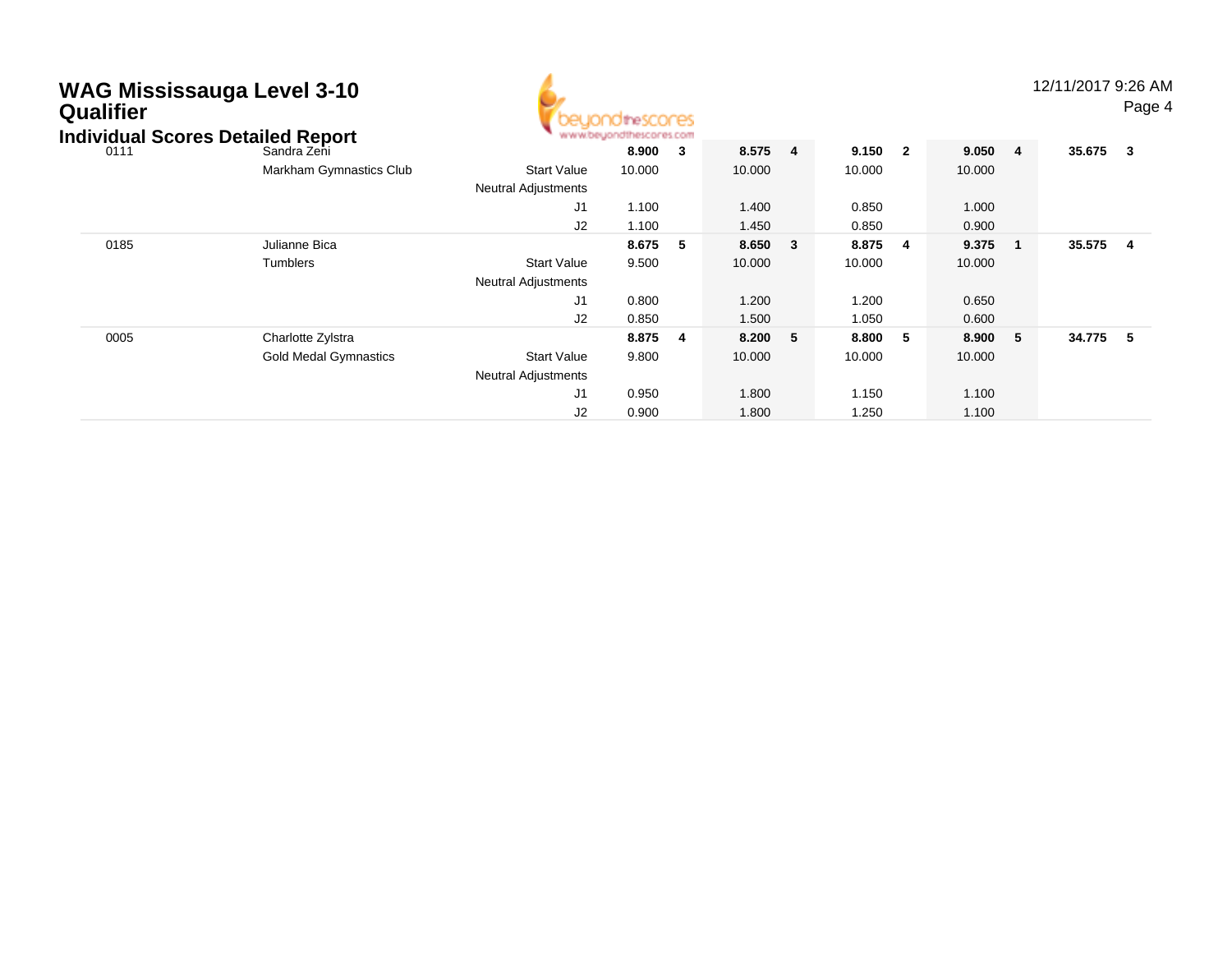# WAG Mississauga Level 3-10 Qualifier

## Individual Scores Detailed Report

| | | | | | | | | | | | | |
|---|---|---|---|---|---|---|---|---|---|---|---|---|
| 0111 | Sandra Zeni | | **8.900** | **3** | **8.575** | **4** | **9.150** | **2** | **9.050** | **4** | **35.675** | **3** |
| | Markham Gymnastics Club | Start Value | 10.000 | | 10.000 | | 10.000 | | 10.000 | | | |
| | | Neutral Adjustments | | | | | | | | | | |
| | | J1 | 1.100 | | 1.400 | | 0.850 | | 1.000 | | | |
| | | J2 | 1.100 | | 1.450 | | 0.850 | | 0.900 | | | |
| 0185 | Julianne Bica | | **8.675** | **5** | **8.650** | **3** | **8.875** | **4** | **9.375** | **1** | **35.575** | **4** |
| | Tumblers | Start Value | 9.500 | | 10.000 | | 10.000 | | 10.000 | | | |
| | | Neutral Adjustments | | | | | | | | | | |
| | | J1 | 0.800 | | 1.200 | | 1.200 | | 0.650 | | | |
| | | J2 | 0.850 | | 1.500 | | 1.050 | | 0.600 | | | |
| 0005 | Charlotte Zylstra | | **8.875** | **4** | **8.200** | **5** | **8.800** | **5** | **8.900** | **5** | **34.775** | **5** |
| | Gold Medal Gymnastics | Start Value | 9.800 | | 10.000 | | 10.000 | | 10.000 | | | |
| | | Neutral Adjustments | | | | | | | | | | |
| | | J1 | 0.950 | | 1.800 | | 1.150 | | 1.100 | | | |
| | | J2 | 0.900 | | 1.800 | | 1.250 | | 1.100 | | | |